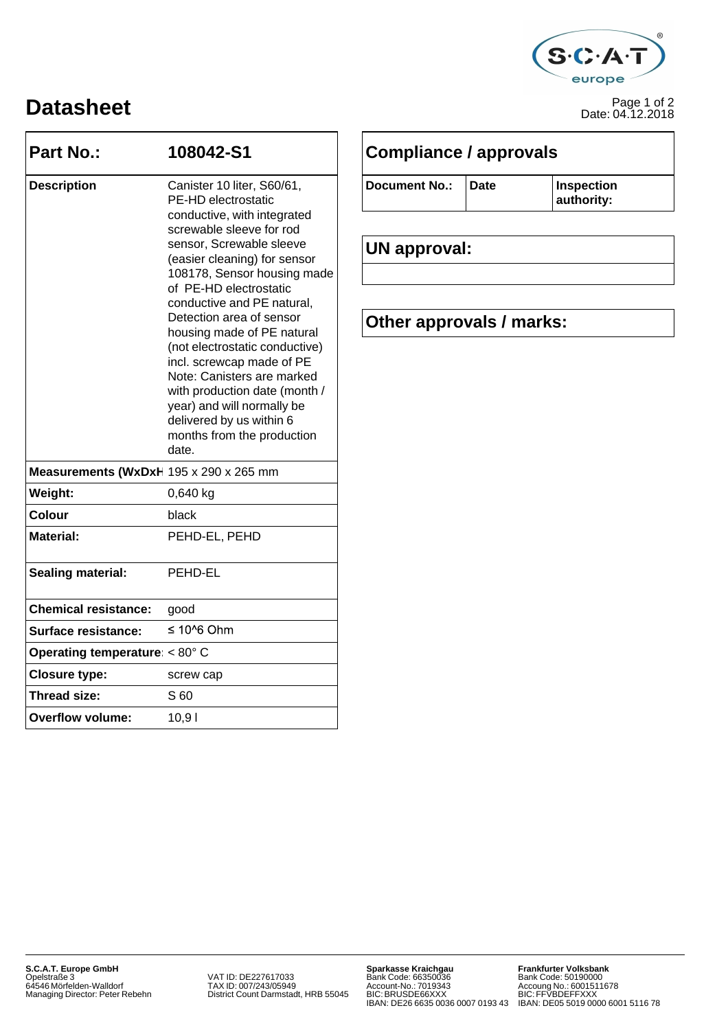# Datasheet

Date: 04.12.2018

| Part No.: | 108042-S1 |
|---|---|
| Description | Canister 10 liter, S60/61, PE-HD electrostatic conductive, with integrated screwable sleeve for rod sensor, Screwable sleeve (easier cleaning) for sensor 108178, Sensor housing made of PE-HD electrostatic conductive and PE natural, Detection area of sensor housing made of PE natural (not electrostatic conductive) incl. screwcap made of PE Note: Canisters are marked with production date (month / year) and will normally be delivered by us within 6 months from the production date. |
| Measurements (WxDxH | 195 x 290 x 265 mm |
| Weight: | 0,640 kg |
| Colour | black |
| Material: | PEHD-EL, PEHD |
| Sealing material: | PEHD-EL |
| Chemical resistance: | good |
| Surface resistance: | ≤ 10^6 Ohm |
| Operating temperature: | < 80° C |
| Closure type: | screw cap |
| Thread size: | S 60 |
| Overflow volume: | 10,9 l |

## Compliance / approvals

| Document No.: | Date | Inspection authority: |
|---|---|---|

## UN approval:

## Other approvals / marks:

**S.C.A.T. Europe GmbH**
Opelstraße 3
64546 Mörfelden-Walldorf
Managing Director: Peter Rebehn

VAT ID: DE227617033
TAX ID: 007/243/05949
District Count Darmstadt, HRB 55045

**Sparkasse Kraichgau**
Bank Code: 66350036
Account-No.: 7019343
BIC: BRUSDE66XXX
IBAN: DE26 6635 0036 0007 0193 43

**Frankfurter Volksbank**
Bank Code: 50190000
Accoung No.: 6001511678
BIC: FFVBDEFFXXX
IBAN: DE05 5019 0000 6001 5116 78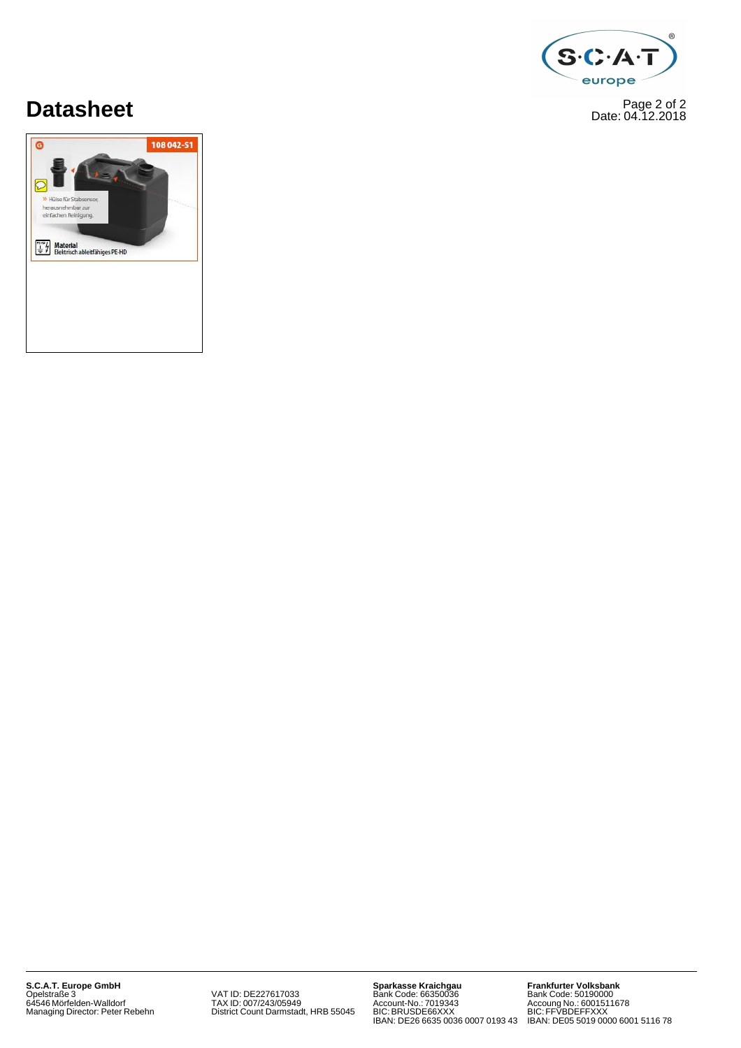# Datasheet

Date: 04.12.2018

108 042-51

» Hülse für Stabsensor, herausnehmbar zur einfachen Reinigung.

**Material**
Elektrisch ableitfähiges PE-HD

**S.C.A.T. Europe GmbH**
Opelstraße 3
64546 Mörfelden-Walldorf
Managing Director: Peter Rebehn

VAT ID: DE227617033
TAX ID: 007/243/05949
District Count Darmstadt, HRB 55045

**Sparkasse Kraichgau**
Bank Code: 66350036
Account-No.: 7019343
BIC: BRUSDE66XXX
IBAN: DE26 6635 0036 0007 0193 43

**Frankfurter Volksbank**
Bank Code: 50190000
Accoung No.: 6001511678
BIC: FFVBDEFFXXX
IBAN: DE05 5019 0000 6001 5116 78